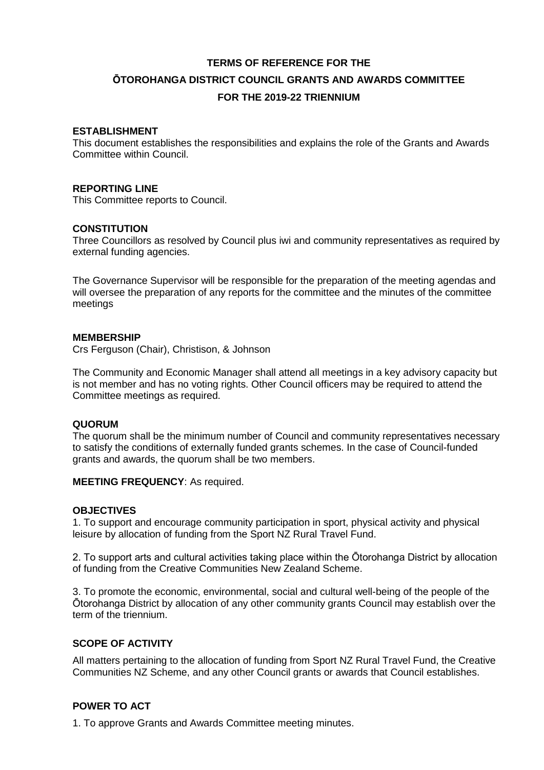# TERMS OF REFERENCE FOR THE
# ŌTOROHANGA DISTRICT COUNCIL GRANTS AND AWARDS COMMITTEE
# FOR THE 2019-22 TRIENNIUM

**ESTABLISHMENT**

This document establishes the responsibilities and explains the role of the Grants and Awards Committee within Council.

**REPORTING LINE**

This Committee reports to Council.

**CONSTITUTION**

Three Councillors as resolved by Council plus iwi and community representatives as required by external funding agencies.

The Governance Supervisor will be responsible for the preparation of the meeting agendas and will oversee the preparation of any reports for the committee and the minutes of the committee meetings

**MEMBERSHIP**

Crs Ferguson (Chair), Christison, & Johnson

The Community and Economic Manager shall attend all meetings in a key advisory capacity but is not member and has no voting rights. Other Council officers may be required to attend the Committee meetings as required.

**QUORUM**

The quorum shall be the minimum number of Council and community representatives necessary to satisfy the conditions of externally funded grants schemes. In the case of Council-funded grants and awards, the quorum shall be two members.

**MEETING FREQUENCY**: As required.

**OBJECTIVES**

1. To support and encourage community participation in sport, physical activity and physical leisure by allocation of funding from the Sport NZ Rural Travel Fund.

2. To support arts and cultural activities taking place within the Ōtorohanga District by allocation of funding from the Creative Communities New Zealand Scheme.

3. To promote the economic, environmental, social and cultural well-being of the people of the Ōtorohanga District by allocation of any other community grants Council may establish over the term of the triennium.

**SCOPE OF ACTIVITY**

All matters pertaining to the allocation of funding from Sport NZ Rural Travel Fund, the Creative Communities NZ Scheme, and any other Council grants or awards that Council establishes.

**POWER TO ACT**

1. To approve Grants and Awards Committee meeting minutes.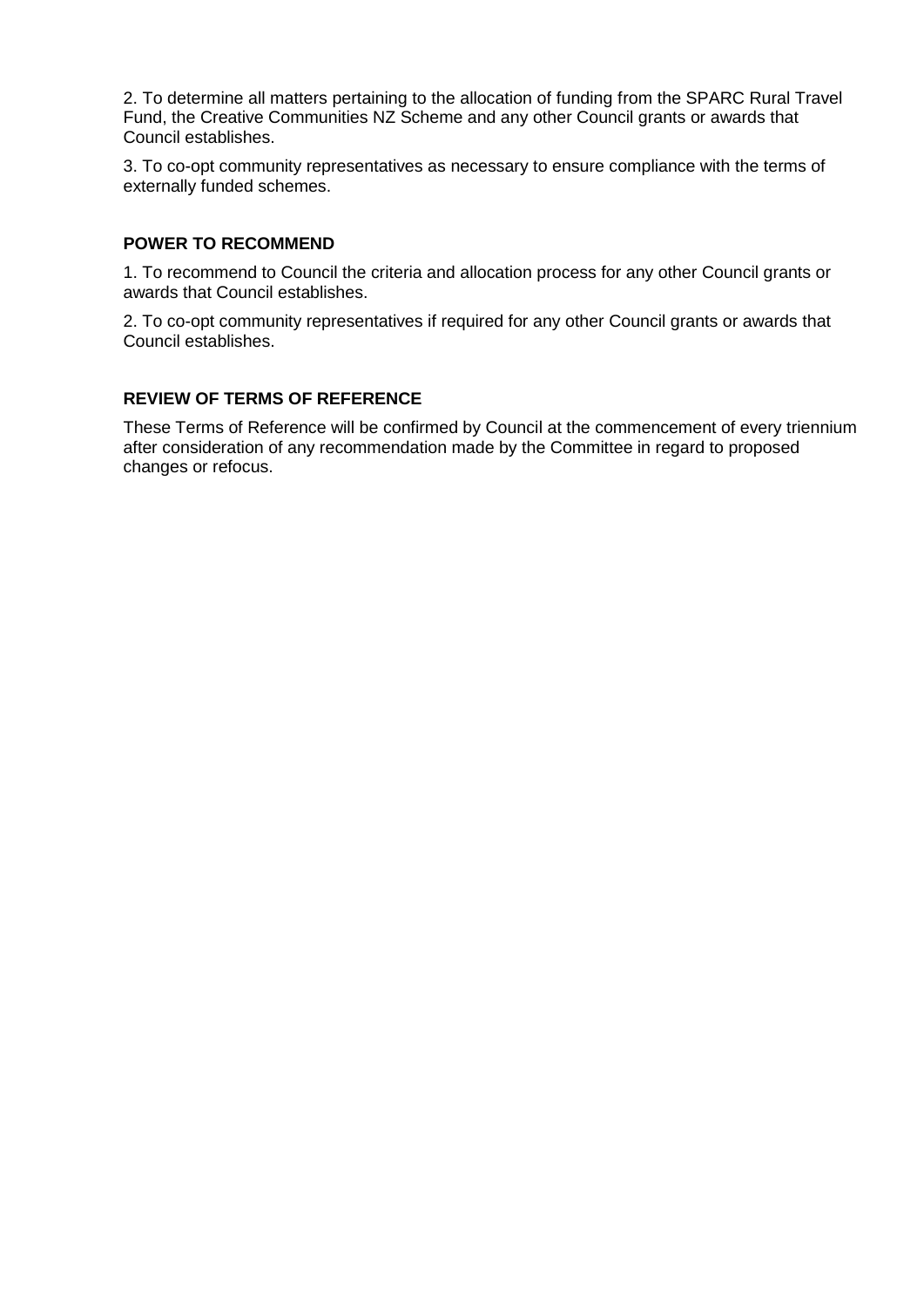2. To determine all matters pertaining to the allocation of funding from the SPARC Rural Travel Fund, the Creative Communities NZ Scheme and any other Council grants or awards that Council establishes.

3. To co-opt community representatives as necessary to ensure compliance with the terms of externally funded schemes.

## POWER TO RECOMMEND

1. To recommend to Council the criteria and allocation process for any other Council grants or awards that Council establishes.

2. To co-opt community representatives if required for any other Council grants or awards that Council establishes.

## REVIEW OF TERMS OF REFERENCE

These Terms of Reference will be confirmed by Council at the commencement of every triennium after consideration of any recommendation made by the Committee in regard to proposed changes or refocus.